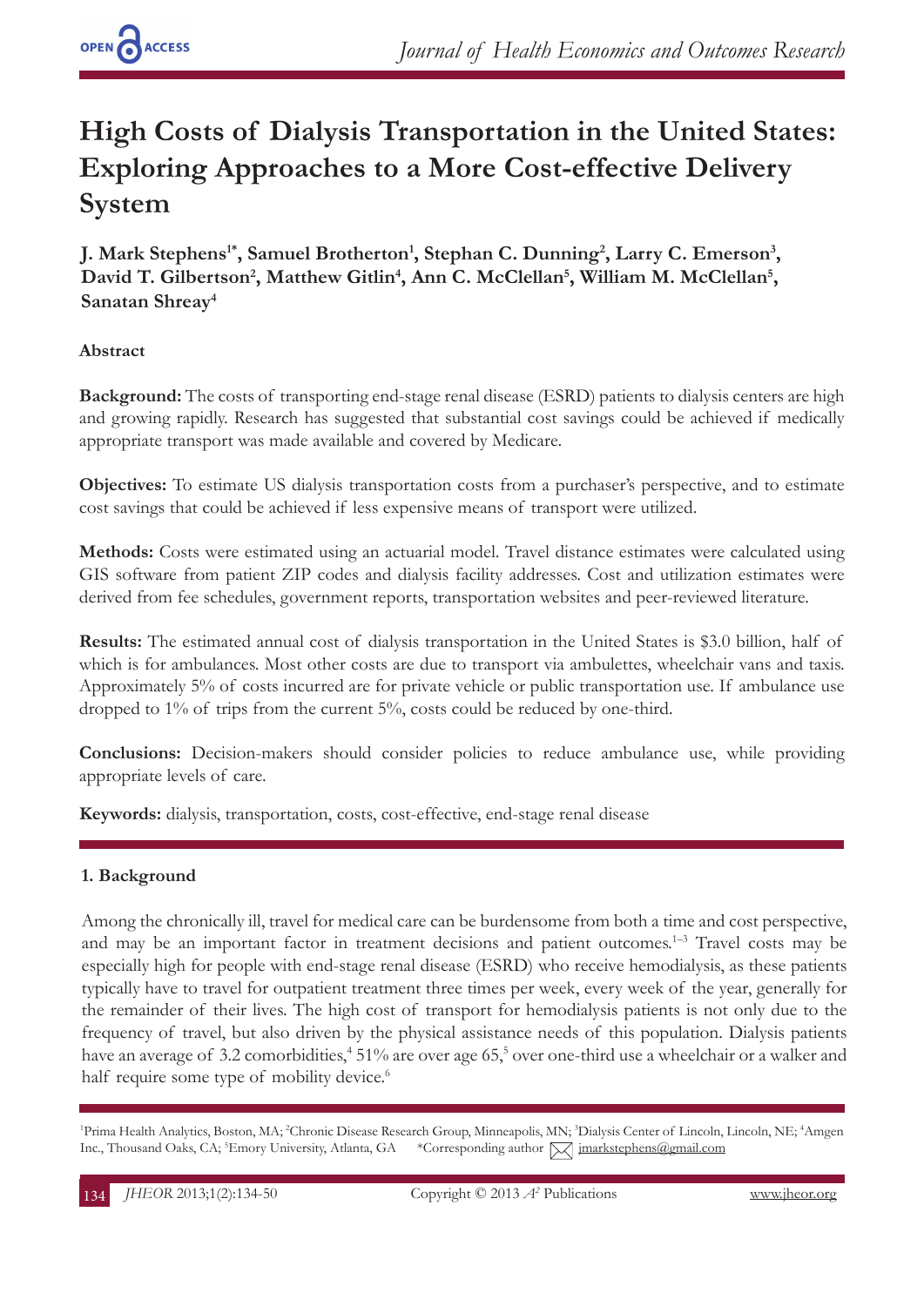# High Costs of Dialysis Transportation in the United States: Exploring Approaches to a More Cost-effective Delivery System

**J. Mark Stephens[1*], Samuel Brotherton[1], Stephan C. Dunning[2], Larry C. Emerson[3], David T. Gilbertson[2], Matthew Gitlin[4], Ann C. McClellan[5], William M. McClellan[5], Sanatan Shreay[4]**

**Abstract**

**Background:** The costs of transporting end-stage renal disease (ESRD) patients to dialysis centers are high and growing rapidly. Research has suggested that substantial cost savings could be achieved if medically appropriate transport was made available and covered by Medicare.

**Objectives:** To estimate US dialysis transportation costs from a purchaser's perspective, and to estimate cost savings that could be achieved if less expensive means of transport were utilized.

**Methods:** Costs were estimated using an actuarial model. Travel distance estimates were calculated using GIS software from patient ZIP codes and dialysis facility addresses. Cost and utilization estimates were derived from fee schedules, government reports, transportation websites and peer-reviewed literature.

**Results:** The estimated annual cost of dialysis transportation in the United States is $3.0 billion, half of which is for ambulances. Most other costs are due to transport via ambulettes, wheelchair vans and taxis. Approximately 5% of costs incurred are for private vehicle or public transportation use. If ambulance use dropped to 1% of trips from the current 5%, costs could be reduced by one-third.

**Conclusions:** Decision-makers should consider policies to reduce ambulance use, while providing appropriate levels of care.

**Keywords:** dialysis, transportation, costs, cost-effective, end-stage renal disease

## 1. Background

Among the chronically ill, travel for medical care can be burdensome from both a time and cost perspective, and may be an important factor in treatment decisions and patient outcomes.[1–3] Travel costs may be especially high for people with end-stage renal disease (ESRD) who receive hemodialysis, as these patients typically have to travel for outpatient treatment three times per week, every week of the year, generally for the remainder of their lives. The high cost of transport for hemodialysis patients is not only due to the frequency of travel, but also driven by the physical assistance needs of this population. Dialysis patients have an average of 3.2 comorbidities,[4] 51% are over age 65,[5] over one-third use a wheelchair or a walker and half require some type of mobility device.[6]

[1]Prima Health Analytics, Boston, MA; [2]Chronic Disease Research Group, Minneapolis, MN; [3]Dialysis Center of Lincoln, Lincoln, NE; [4]Amgen Inc., Thousand Oaks, CA; [5]Emory University, Atlanta, GA *Corresponding author jmarkstephens@gmail.com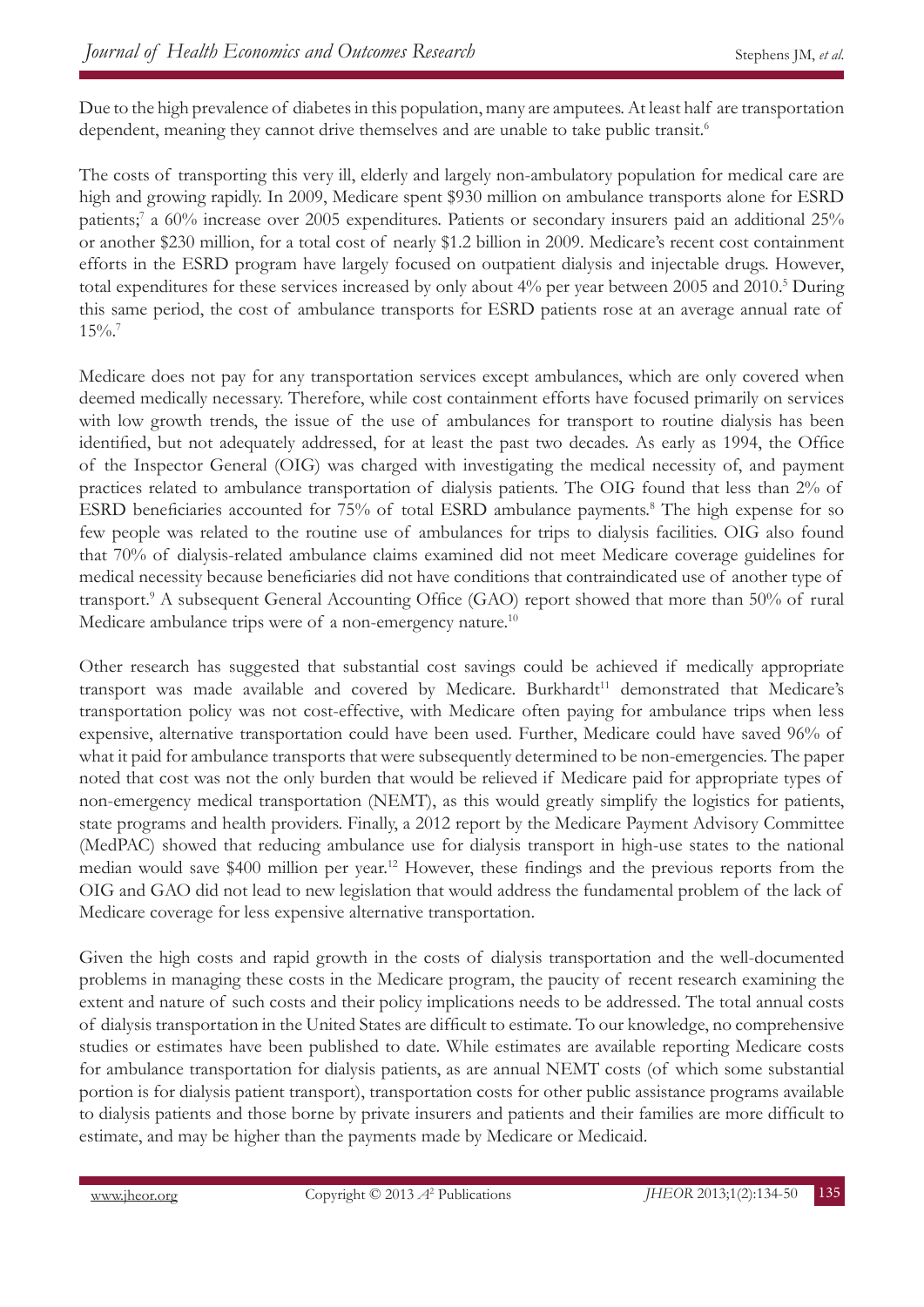Due to the high prevalence of diabetes in this population, many are amputees. At least half are transportation dependent, meaning they cannot drive themselves and are unable to take public transit.[6]

The costs of transporting this very ill, elderly and largely non-ambulatory population for medical care are high and growing rapidly. In 2009, Medicare spent $930 million on ambulance transports alone for ESRD patients;[7] a 60% increase over 2005 expenditures. Patients or secondary insurers paid an additional 25% or another $230 million, for a total cost of nearly $1.2 billion in 2009. Medicare's recent cost containment efforts in the ESRD program have largely focused on outpatient dialysis and injectable drugs. However, total expenditures for these services increased by only about 4% per year between 2005 and 2010.[5] During this same period, the cost of ambulance transports for ESRD patients rose at an average annual rate of 15%.[7]

Medicare does not pay for any transportation services except ambulances, which are only covered when deemed medically necessary. Therefore, while cost containment efforts have focused primarily on services with low growth trends, the issue of the use of ambulances for transport to routine dialysis has been identified, but not adequately addressed, for at least the past two decades. As early as 1994, the Office of the Inspector General (OIG) was charged with investigating the medical necessity of, and payment practices related to ambulance transportation of dialysis patients. The OIG found that less than 2% of ESRD beneficiaries accounted for 75% of total ESRD ambulance payments.[8] The high expense for so few people was related to the routine use of ambulances for trips to dialysis facilities. OIG also found that 70% of dialysis-related ambulance claims examined did not meet Medicare coverage guidelines for medical necessity because beneficiaries did not have conditions that contraindicated use of another type of transport.[9] A subsequent General Accounting Office (GAO) report showed that more than 50% of rural Medicare ambulance trips were of a non-emergency nature.[10]

Other research has suggested that substantial cost savings could be achieved if medically appropriate transport was made available and covered by Medicare. Burkhardt[11] demonstrated that Medicare's transportation policy was not cost-effective, with Medicare often paying for ambulance trips when less expensive, alternative transportation could have been used. Further, Medicare could have saved 96% of what it paid for ambulance transports that were subsequently determined to be non-emergencies. The paper noted that cost was not the only burden that would be relieved if Medicare paid for appropriate types of non-emergency medical transportation (NEMT), as this would greatly simplify the logistics for patients, state programs and health providers. Finally, a 2012 report by the Medicare Payment Advisory Committee (MedPAC) showed that reducing ambulance use for dialysis transport in high-use states to the national median would save $400 million per year.[12] However, these findings and the previous reports from the OIG and GAO did not lead to new legislation that would address the fundamental problem of the lack of Medicare coverage for less expensive alternative transportation.

Given the high costs and rapid growth in the costs of dialysis transportation and the well-documented problems in managing these costs in the Medicare program, the paucity of recent research examining the extent and nature of such costs and their policy implications needs to be addressed. The total annual costs of dialysis transportation in the United States are difficult to estimate. To our knowledge, no comprehensive studies or estimates have been published to date. While estimates are available reporting Medicare costs for ambulance transportation for dialysis patients, as are annual NEMT costs (of which some substantial portion is for dialysis patient transport), transportation costs for other public assistance programs available to dialysis patients and those borne by private insurers and patients and their families are more difficult to estimate, and may be higher than the payments made by Medicare or Medicaid.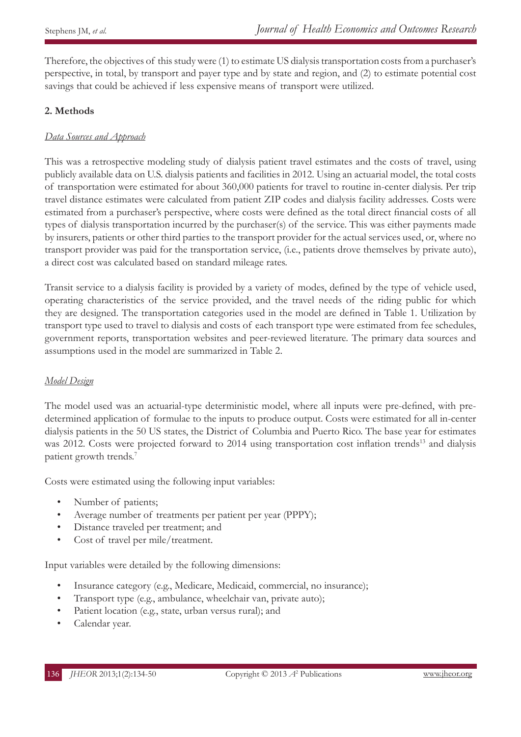Therefore, the objectives of this study were (1) to estimate US dialysis transportation costs from a purchaser's perspective, in total, by transport and payer type and by state and region, and (2) to estimate potential cost savings that could be achieved if less expensive means of transport were utilized.

## 2. Methods

### *Data Sources and Approach*

This was a retrospective modeling study of dialysis patient travel estimates and the costs of travel, using publicly available data on U.S. dialysis patients and facilities in 2012. Using an actuarial model, the total costs of transportation were estimated for about 360,000 patients for travel to routine in-center dialysis. Per trip travel distance estimates were calculated from patient ZIP codes and dialysis facility addresses. Costs were estimated from a purchaser's perspective, where costs were defined as the total direct financial costs of all types of dialysis transportation incurred by the purchaser(s) of the service. This was either payments made by insurers, patients or other third parties to the transport provider for the actual services used, or, where no transport provider was paid for the transportation service, (i.e., patients drove themselves by private auto), a direct cost was calculated based on standard mileage rates.

Transit service to a dialysis facility is provided by a variety of modes, defined by the type of vehicle used, operating characteristics of the service provided, and the travel needs of the riding public for which they are designed. The transportation categories used in the model are defined in Table 1. Utilization by transport type used to travel to dialysis and costs of each transport type were estimated from fee schedules, government reports, transportation websites and peer-reviewed literature. The primary data sources and assumptions used in the model are summarized in Table 2.

### *Model Design*

The model used was an actuarial-type deterministic model, where all inputs were pre-defined, with pre-determined application of formulae to the inputs to produce output. Costs were estimated for all in-center dialysis patients in the 50 US states, the District of Columbia and Puerto Rico. The base year for estimates was 2012. Costs were projected forward to 2014 using transportation cost inflation trends[13] and dialysis patient growth trends.[7]

Costs were estimated using the following input variables:

- Number of patients;
- Average number of treatments per patient per year (PPPY);
- Distance traveled per treatment; and
- Cost of travel per mile/treatment.

Input variables were detailed by the following dimensions:

- Insurance category (e.g., Medicare, Medicaid, commercial, no insurance);
- Transport type (e.g., ambulance, wheelchair van, private auto);
- Patient location (e.g., state, urban versus rural); and
- Calendar year.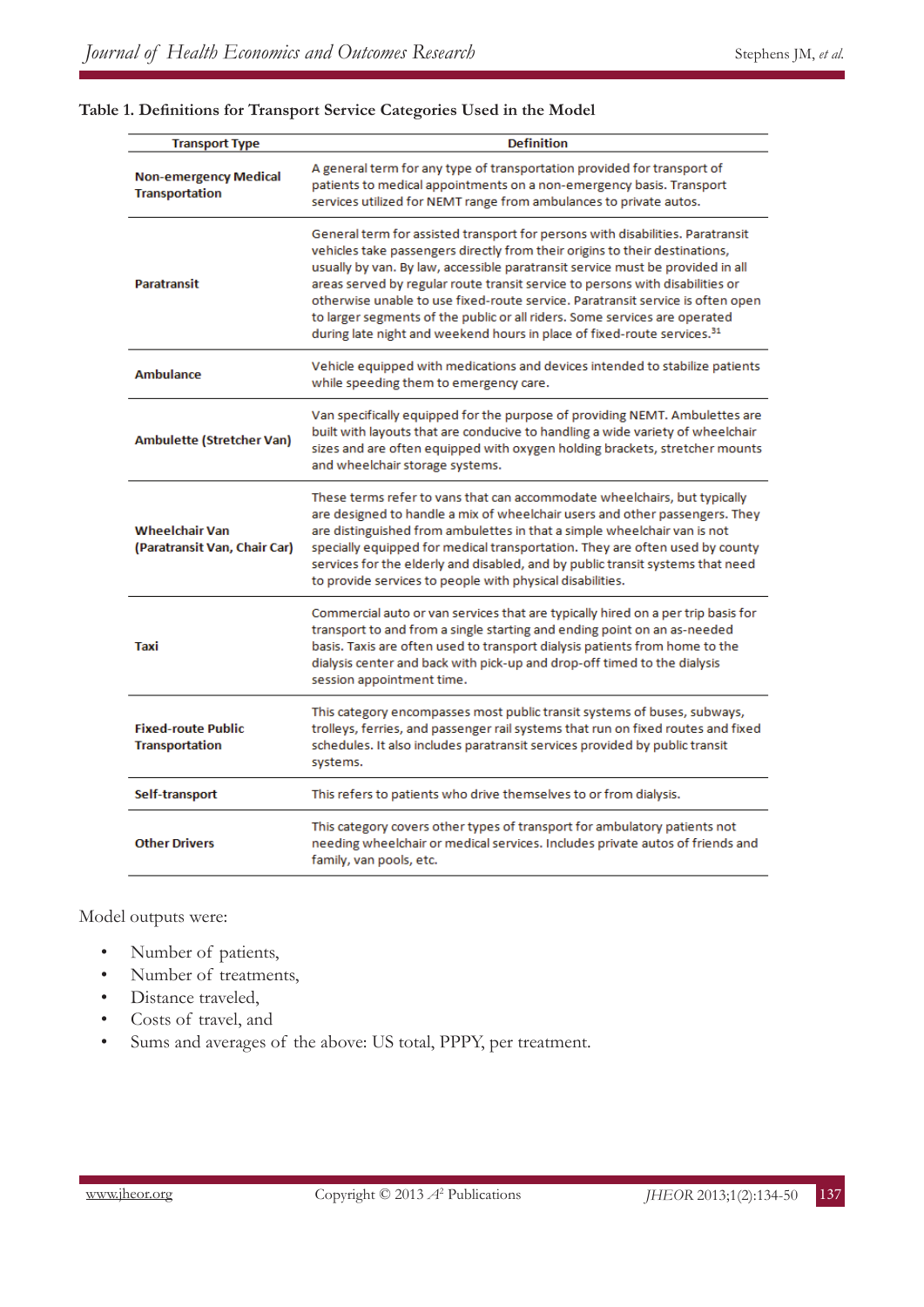**Table 1. Definitions for Transport Service Categories Used in the Model**

| Transport Type | Definition |
|---|---|
| **Non-emergency Medical Transportation** | A general term for any type of transportation provided for transport of patients to medical appointments on a non-emergency basis. Transport services utilized for NEMT range from ambulances to private autos. |
| **Paratransit** | General term for assisted transport for persons with disabilities. Paratransit vehicles take passengers directly from their origins to their destinations, usually by van. By law, accessible paratransit service must be provided in all areas served by regular route transit service to persons with disabilities or otherwise unable to use fixed-route service. Paratransit service is often open to larger segments of the public or all riders. Some services are operated during late night and weekend hours in place of fixed-route services.[31] |
| **Ambulance** | Vehicle equipped with medications and devices intended to stabilize patients while speeding them to emergency care. |
| **Ambulette (Stretcher Van)** | Van specifically equipped for the purpose of providing NEMT. Ambulettes are built with layouts that are conducive to handling a wide variety of wheelchair sizes and are often equipped with oxygen holding brackets, stretcher mounts and wheelchair storage systems. |
| **Wheelchair Van (Paratransit Van, Chair Car)** | These terms refer to vans that can accommodate wheelchairs, but typically are designed to handle a mix of wheelchair users and other passengers. They are distinguished from ambulettes in that a simple wheelchair van is not specially equipped for medical transportation. They are often used by county services for the elderly and disabled, and by public transit systems that need to provide services to people with physical disabilities. |
| **Taxi** | Commercial auto or van services that are typically hired on a per trip basis for transport to and from a single starting and ending point on an as-needed basis. Taxis are often used to transport dialysis patients from home to the dialysis center and back with pick-up and drop-off timed to the dialysis session appointment time. |
| **Fixed-route Public Transportation** | This category encompasses most public transit systems of buses, subways, trolleys, ferries, and passenger rail systems that run on fixed routes and fixed schedules. It also includes paratransit services provided by public transit systems. |
| **Self-transport** | This refers to patients who drive themselves to or from dialysis. |
| **Other Drivers** | This category covers other types of transport for ambulatory patients not needing wheelchair or medical services. Includes private autos of friends and family, van pools, etc. |

Model outputs were:

- Number of patients,
- Number of treatments,
- Distance traveled,
- Costs of travel, and
- Sums and averages of the above: US total, PPPY, per treatment.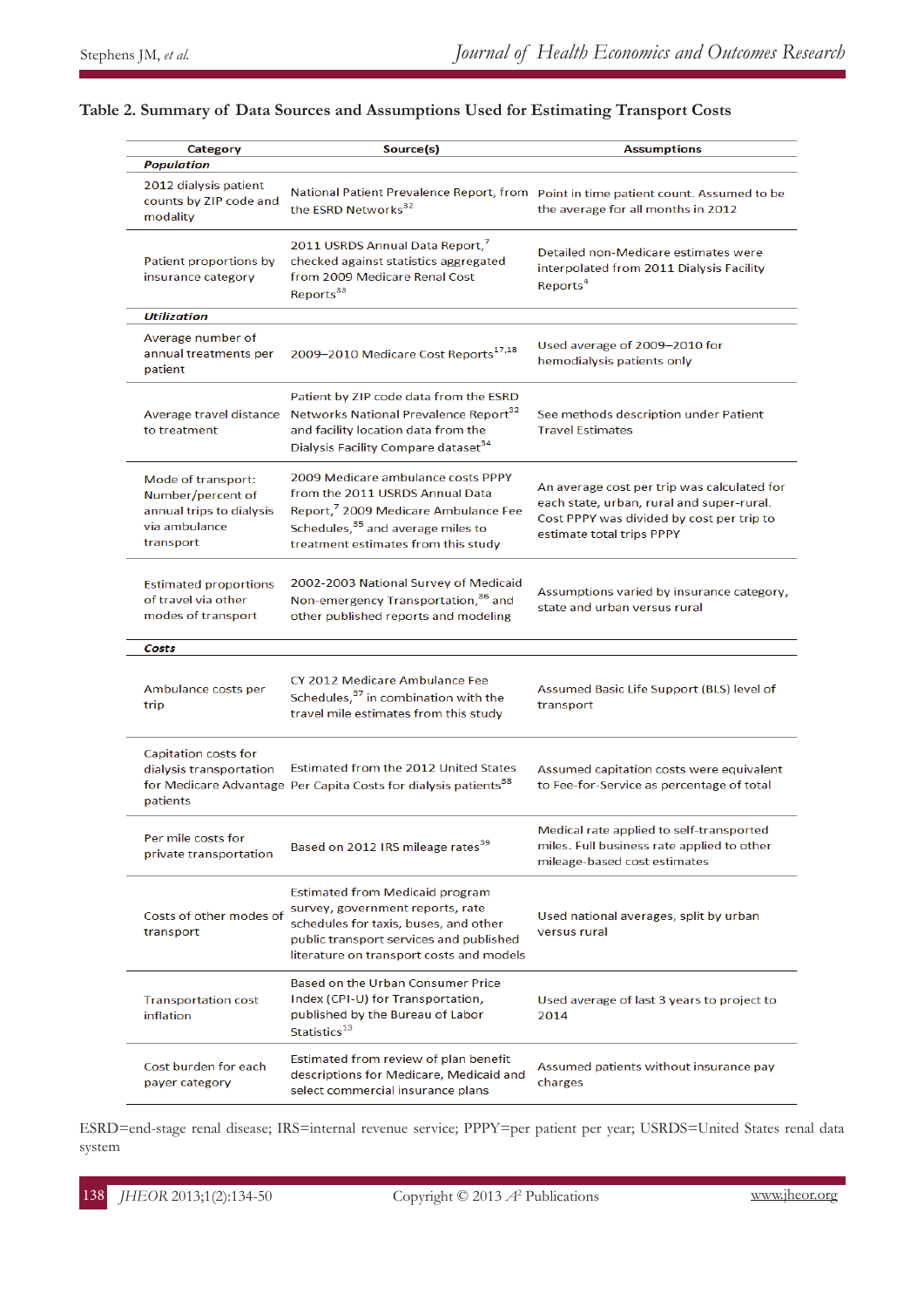**Table 2. Summary of Data Sources and Assumptions Used for Estimating Transport Costs**

| Category | Source(s) | Assumptions |
|---|---|---|
| ***Population*** | | |
| 2012 dialysis patient counts by ZIP code and modality | National Patient Prevalence Report, from the ESRD Networks[32] | Point in time patient count. Assumed to be the average for all months in 2012 |
| Patient proportions by insurance category | 2011 USRDS Annual Data Report,[7] checked against statistics aggregated from 2009 Medicare Renal Cost Reports[33] | Detailed non-Medicare estimates were interpolated from 2011 Dialysis Facility Reports[4] |
| ***Utilization*** | | |
| Average number of annual treatments per patient | 2009–2010 Medicare Cost Reports[17,18] | Used average of 2009–2010 for hemodialysis patients only |
| Average travel distance to treatment | Patient by ZIP code data from the ESRD Networks National Prevalence Report[32] and facility location data from the Dialysis Facility Compare dataset[34] | See methods description under Patient Travel Estimates |
| Mode of transport: Number/percent of annual trips to dialysis via ambulance transport | 2009 Medicare ambulance costs PPPY from the 2011 USRDS Annual Data Report,[7] 2009 Medicare Ambulance Fee Schedules,[35] and average miles to treatment estimates from this study | An average cost per trip was calculated for each state, urban, rural and super-rural. Cost PPPY was divided by cost per trip to estimate total trips PPPY |
| Estimated proportions of travel via other modes of transport | 2002-2003 National Survey of Medicaid Non-emergency Transportation,[36] and other published reports and modeling | Assumptions varied by insurance category, state and urban versus rural |
| ***Costs*** | | |
| Ambulance costs per trip | CY 2012 Medicare Ambulance Fee Schedules,[37] in combination with the travel mile estimates from this study | Assumed Basic Life Support (BLS) level of transport |
| Capitation costs for dialysis transportation for Medicare Advantage patients | Estimated from the 2012 United States Per Capita Costs for dialysis patients[38] | Assumed capitation costs were equivalent to Fee-for-Service as percentage of total |
| Per mile costs for private transportation | Based on 2012 IRS mileage rates[39] | Medical rate applied to self-transported miles. Full business rate applied to other mileage-based cost estimates |
| Costs of other modes of transport | Estimated from Medicaid program survey, government reports, rate schedules for taxis, buses, and other public transport services and published literature on transport costs and models | Used national averages, split by urban versus rural |
| Transportation cost inflation | Based on the Urban Consumer Price Index (CPI-U) for Transportation, published by the Bureau of Labor Statistics[13] | Used average of last 3 years to project to 2014 |
| Cost burden for each payer category | Estimated from review of plan benefit descriptions for Medicare, Medicaid and select commercial insurance plans | Assumed patients without insurance pay charges |

ESRD=end-stage renal disease; IRS=internal revenue service; PPPY=per patient per year; USRDS=United States renal data system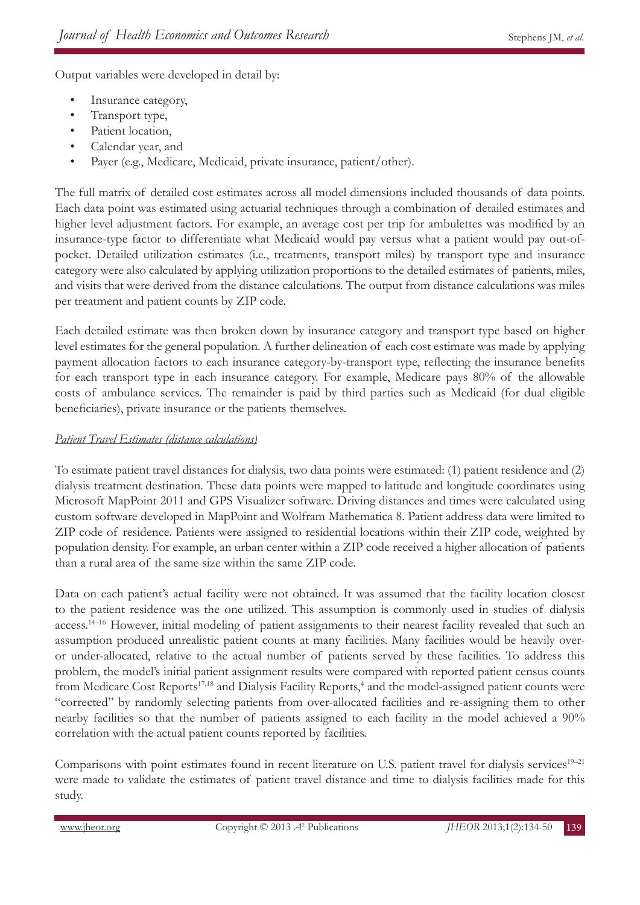Output variables were developed in detail by:

- Insurance category,
- Transport type,
- Patient location,
- Calendar year, and
- Payer (e.g., Medicare, Medicaid, private insurance, patient/other).

The full matrix of detailed cost estimates across all model dimensions included thousands of data points. Each data point was estimated using actuarial techniques through a combination of detailed estimates and higher level adjustment factors. For example, an average cost per trip for ambulettes was modified by an insurance-type factor to differentiate what Medicaid would pay versus what a patient would pay out-of-pocket. Detailed utilization estimates (i.e., treatments, transport miles) by transport type and insurance category were also calculated by applying utilization proportions to the detailed estimates of patients, miles, and visits that were derived from the distance calculations. The output from distance calculations was miles per treatment and patient counts by ZIP code.

Each detailed estimate was then broken down by insurance category and transport type based on higher level estimates for the general population. A further delineation of each cost estimate was made by applying payment allocation factors to each insurance category-by-transport type, reflecting the insurance benefits for each transport type in each insurance category. For example, Medicare pays 80% of the allowable costs of ambulance services. The remainder is paid by third parties such as Medicaid (for dual eligible beneficiaries), private insurance or the patients themselves.

*Patient Travel Estimates (distance calculations)*

To estimate patient travel distances for dialysis, two data points were estimated: (1) patient residence and (2) dialysis treatment destination. These data points were mapped to latitude and longitude coordinates using Microsoft MapPoint 2011 and GPS Visualizer software. Driving distances and times were calculated using custom software developed in MapPoint and Wolfram Mathematica 8. Patient address data were limited to ZIP code of residence. Patients were assigned to residential locations within their ZIP code, weighted by population density. For example, an urban center within a ZIP code received a higher allocation of patients than a rural area of the same size within the same ZIP code.

Data on each patient's actual facility were not obtained. It was assumed that the facility location closest to the patient residence was the one utilized. This assumption is commonly used in studies of dialysis access.[14–16] However, initial modeling of patient assignments to their nearest facility revealed that such an assumption produced unrealistic patient counts at many facilities. Many facilities would be heavily over- or under-allocated, relative to the actual number of patients served by these facilities. To address this problem, the model's initial patient assignment results were compared with reported patient census counts from Medicare Cost Reports[17,18] and Dialysis Facility Reports,[4] and the model-assigned patient counts were "corrected" by randomly selecting patients from over-allocated facilities and re-assigning them to other nearby facilities so that the number of patients assigned to each facility in the model achieved a 90% correlation with the actual patient counts reported by facilities.

Comparisons with point estimates found in recent literature on U.S. patient travel for dialysis services[19–21] were made to validate the estimates of patient travel distance and time to dialysis facilities made for this study.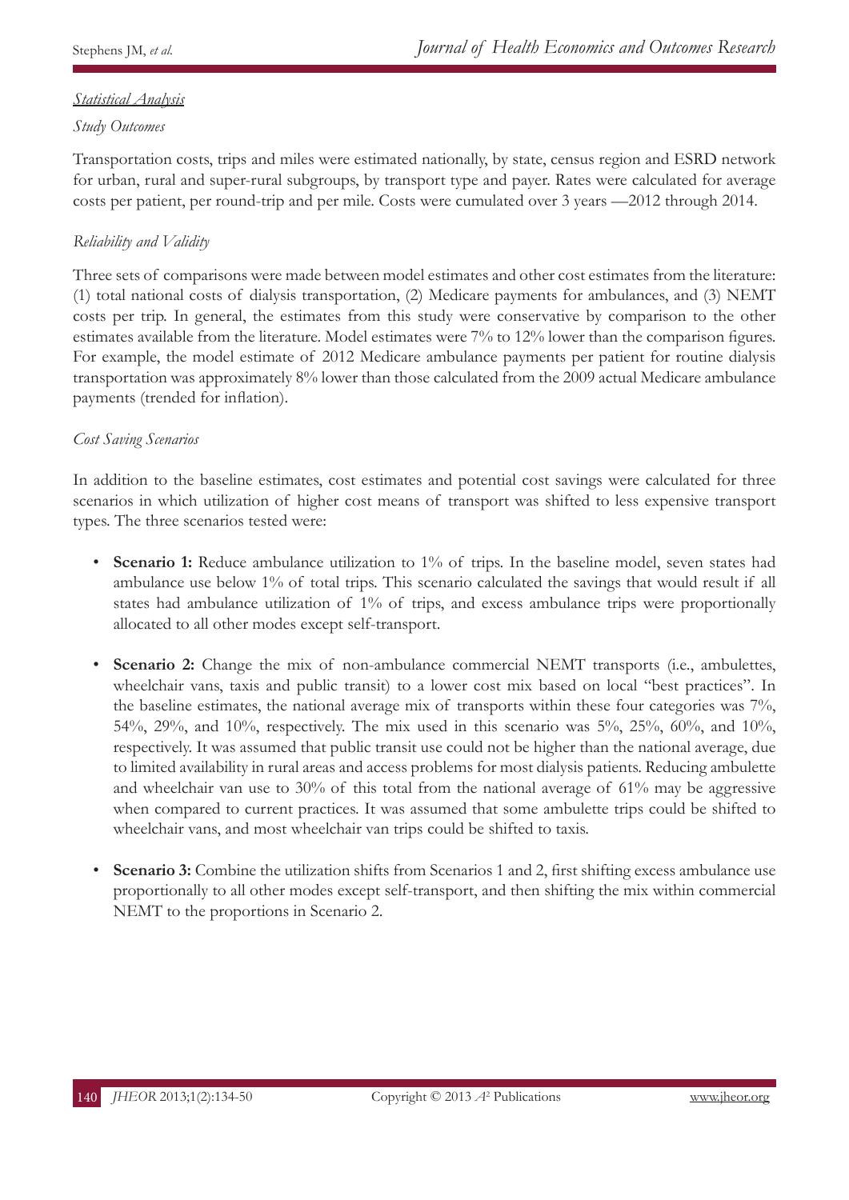### *Statistical Analysis*

#### *Study Outcomes*

Transportation costs, trips and miles were estimated nationally, by state, census region and ESRD network for urban, rural and super-rural subgroups, by transport type and payer. Rates were calculated for average costs per patient, per round-trip and per mile. Costs were cumulated over 3 years —2012 through 2014.

#### *Reliability and Validity*

Three sets of comparisons were made between model estimates and other cost estimates from the literature: (1) total national costs of dialysis transportation, (2) Medicare payments for ambulances, and (3) NEMT costs per trip. In general, the estimates from this study were conservative by comparison to the other estimates available from the literature. Model estimates were 7% to 12% lower than the comparison figures. For example, the model estimate of 2012 Medicare ambulance payments per patient for routine dialysis transportation was approximately 8% lower than those calculated from the 2009 actual Medicare ambulance payments (trended for inflation).

#### *Cost Saving Scenarios*

In addition to the baseline estimates, cost estimates and potential cost savings were calculated for three scenarios in which utilization of higher cost means of transport was shifted to less expensive transport types. The three scenarios tested were:

- **Scenario 1:** Reduce ambulance utilization to 1% of trips. In the baseline model, seven states had ambulance use below 1% of total trips. This scenario calculated the savings that would result if all states had ambulance utilization of 1% of trips, and excess ambulance trips were proportionally allocated to all other modes except self-transport.
- **Scenario 2:** Change the mix of non-ambulance commercial NEMT transports (i.e., ambulettes, wheelchair vans, taxis and public transit) to a lower cost mix based on local "best practices". In the baseline estimates, the national average mix of transports within these four categories was 7%, 54%, 29%, and 10%, respectively. The mix used in this scenario was 5%, 25%, 60%, and 10%, respectively. It was assumed that public transit use could not be higher than the national average, due to limited availability in rural areas and access problems for most dialysis patients. Reducing ambulette and wheelchair van use to 30% of this total from the national average of 61% may be aggressive when compared to current practices. It was assumed that some ambulette trips could be shifted to wheelchair vans, and most wheelchair van trips could be shifted to taxis.
- **Scenario 3:** Combine the utilization shifts from Scenarios 1 and 2, first shifting excess ambulance use proportionally to all other modes except self-transport, and then shifting the mix within commercial NEMT to the proportions in Scenario 2.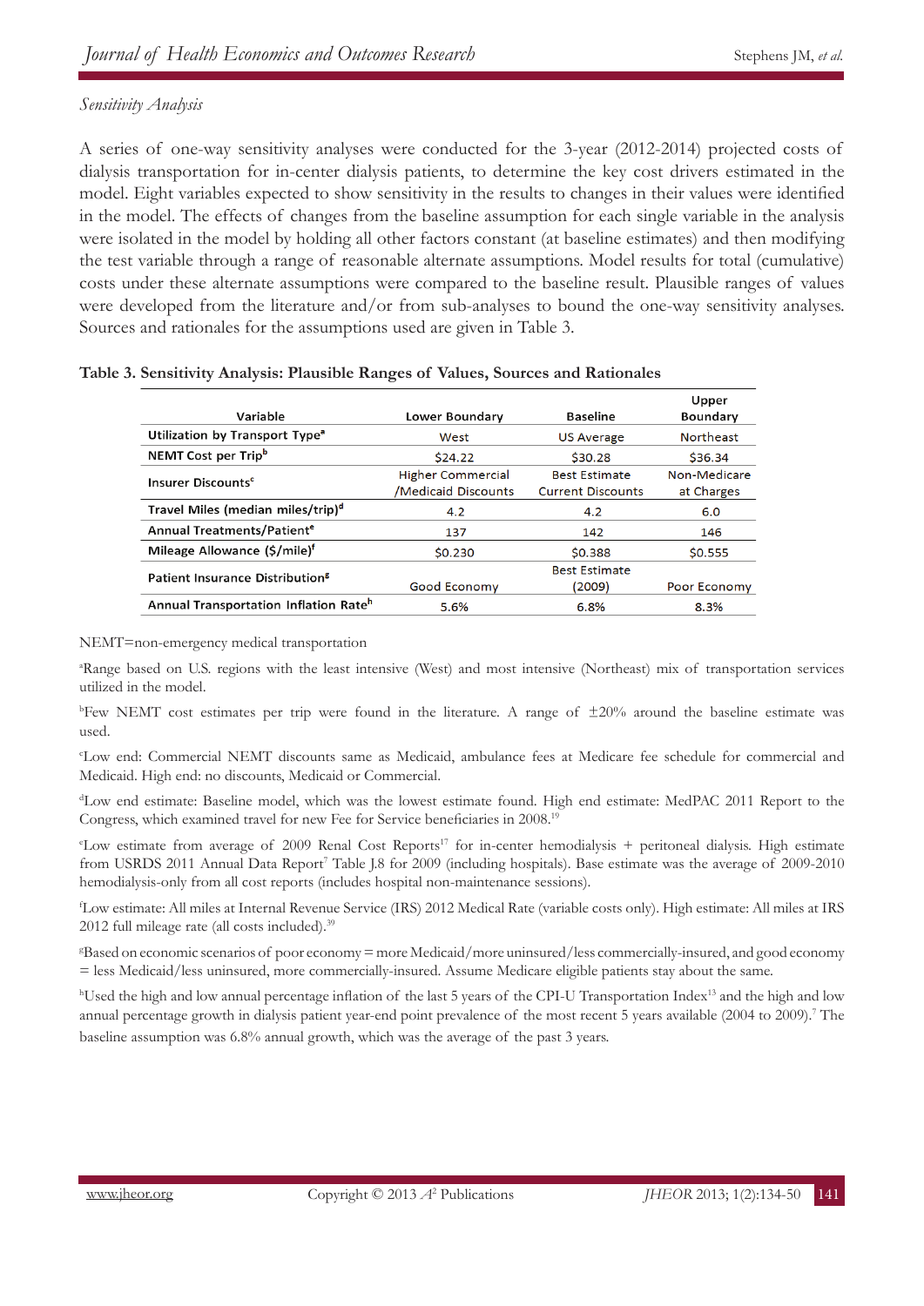*Sensitivity Analysis*

A series of one-way sensitivity analyses were conducted for the 3-year (2012-2014) projected costs of dialysis transportation for in-center dialysis patients, to determine the key cost drivers estimated in the model. Eight variables expected to show sensitivity in the results to changes in their values were identified in the model. The effects of changes from the baseline assumption for each single variable in the analysis were isolated in the model by holding all other factors constant (at baseline estimates) and then modifying the test variable through a range of reasonable alternate assumptions. Model results for total (cumulative) costs under these alternate assumptions were compared to the baseline result. Plausible ranges of values were developed from the literature and/or from sub-analyses to bound the one-way sensitivity analyses. Sources and rationales for the assumptions used are given in Table 3.

**Table 3. Sensitivity Analysis: Plausible Ranges of Values, Sources and Rationales**

| Variable | Lower Boundary | Baseline | Upper Boundary |
|---|---|---|---|
| Utilization by Transport Type[a] | West | US Average | Northeast |
| NEMT Cost per Trip[b] | $24.22 | $30.28 | $36.34 |
| Insurer Discounts[c] | Higher Commercial /Medicaid Discounts | Best Estimate Current Discounts | Non-Medicare at Charges |
| Travel Miles (median miles/trip)[d] | 4.2 | 4.2 | 6.0 |
| Annual Treatments/Patient[e] | 137 | 142 | 146 |
| Mileage Allowance ($/mile)[f] | $0.230 | $0.388 | $0.555 |
| Patient Insurance Distribution[g] | Good Economy | Best Estimate (2009) | Poor Economy |
| Annual Transportation Inflation Rate[h] | 5.6% | 6.8% | 8.3% |

NEMT=non-emergency medical transportation

[a]Range based on U.S. regions with the least intensive (West) and most intensive (Northeast) mix of transportation services utilized in the model.

[b]Few NEMT cost estimates per trip were found in the literature. A range of ±20% around the baseline estimate was used.

[c]Low end: Commercial NEMT discounts same as Medicaid, ambulance fees at Medicare fee schedule for commercial and Medicaid. High end: no discounts, Medicaid or Commercial.

[d]Low end estimate: Baseline model, which was the lowest estimate found. High end estimate: MedPAC 2011 Report to the Congress, which examined travel for new Fee for Service beneficiaries in 2008.[19]

[e]Low estimate from average of 2009 Renal Cost Reports[17] for in-center hemodialysis + peritoneal dialysis. High estimate from USRDS 2011 Annual Data Report[7] Table J.8 for 2009 (including hospitals). Base estimate was the average of 2009-2010 hemodialysis-only from all cost reports (includes hospital non-maintenance sessions).

[f]Low estimate: All miles at Internal Revenue Service (IRS) 2012 Medical Rate (variable costs only). High estimate: All miles at IRS 2012 full mileage rate (all costs included).[39]

[g]Based on economic scenarios of poor economy = more Medicaid/more uninsured/less commercially-insured, and good economy = less Medicaid/less uninsured, more commercially-insured. Assume Medicare eligible patients stay about the same.

[h]Used the high and low annual percentage inflation of the last 5 years of the CPI-U Transportation Index[13] and the high and low annual percentage growth in dialysis patient year-end point prevalence of the most recent 5 years available (2004 to 2009).[7] The baseline assumption was 6.8% annual growth, which was the average of the past 3 years.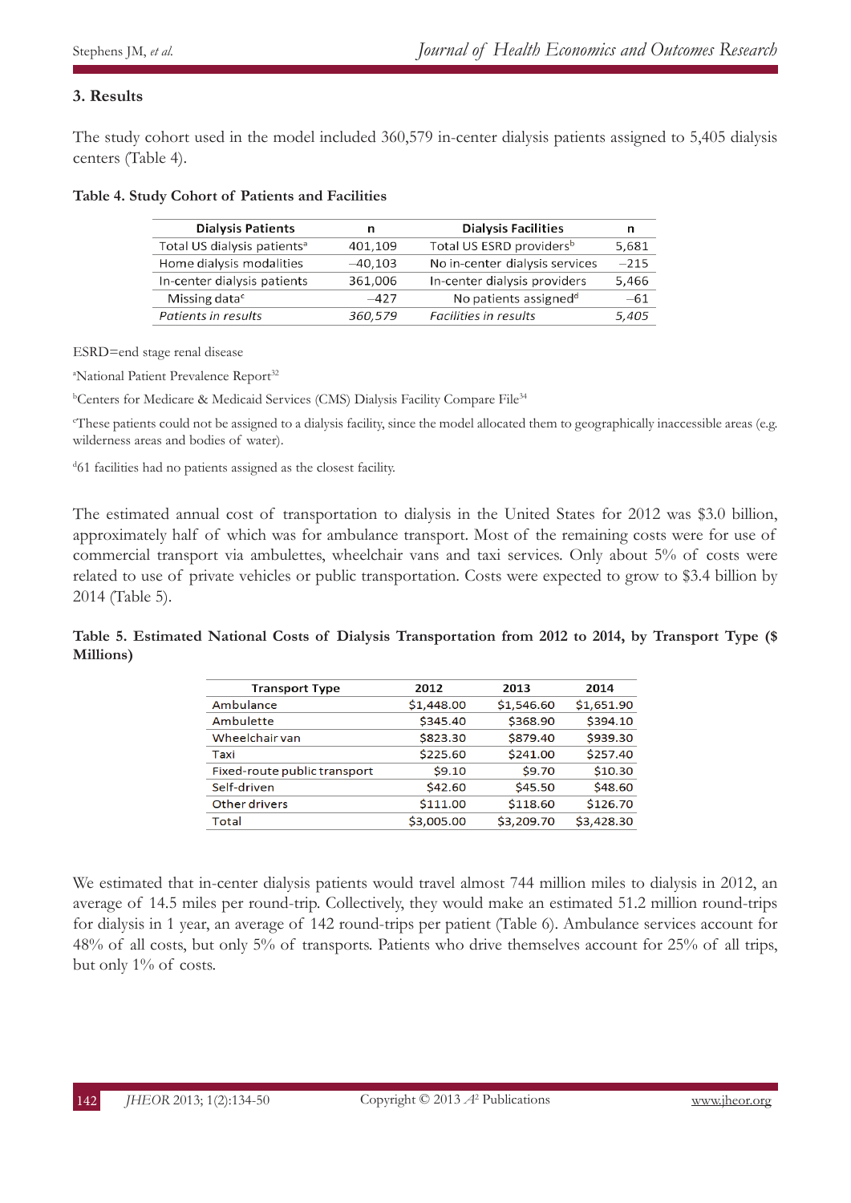## 3. Results

The study cohort used in the model included 360,579 in-center dialysis patients assigned to 5,405 dialysis centers (Table 4).

**Table 4. Study Cohort of Patients and Facilities**

| Dialysis Patients | n | Dialysis Facilities | n |
|---|---|---|---|
| Total US dialysis patients[a] | 401,109 | Total US ESRD providers[b] | 5,681 |
| Home dialysis modalities | –40,103 | No in-center dialysis services | –215 |
| In-center dialysis patients | 361,006 | In-center dialysis providers | 5,466 |
| Missing data[c] | –427 | No patients assigned[d] | –61 |
| *Patients in results* | *360,579* | *Facilities in results* | *5,405* |

ESRD=end stage renal disease

[a]National Patient Prevalence Report[32]

[b]Centers for Medicare & Medicaid Services (CMS) Dialysis Facility Compare File[34]

[c]These patients could not be assigned to a dialysis facility, since the model allocated them to geographically inaccessible areas (e.g. wilderness areas and bodies of water).

[d]61 facilities had no patients assigned as the closest facility.

The estimated annual cost of transportation to dialysis in the United States for 2012 was $3.0 billion, approximately half of which was for ambulance transport. Most of the remaining costs were for use of commercial transport via ambulettes, wheelchair vans and taxi services. Only about 5% of costs were related to use of private vehicles or public transportation. Costs were expected to grow to $3.4 billion by 2014 (Table 5).

**Table 5. Estimated National Costs of Dialysis Transportation from 2012 to 2014, by Transport Type ($ Millions)**

| Transport Type | 2012 | 2013 | 2014 |
|---|---|---|---|
| Ambulance | $1,448.00 | $1,546.60 | $1,651.90 |
| Ambulette | $345.40 | $368.90 | $394.10 |
| Wheelchair van | $823.30 | $879.40 | $939.30 |
| Taxi | $225.60 | $241.00 | $257.40 |
| Fixed-route public transport | $9.10 | $9.70 | $10.30 |
| Self-driven | $42.60 | $45.50 | $48.60 |
| Other drivers | $111.00 | $118.60 | $126.70 |
| Total | $3,005.00 | $3,209.70 | $3,428.30 |

We estimated that in-center dialysis patients would travel almost 744 million miles to dialysis in 2012, an average of 14.5 miles per round-trip. Collectively, they would make an estimated 51.2 million round-trips for dialysis in 1 year, an average of 142 round-trips per patient (Table 6). Ambulance services account for 48% of all costs, but only 5% of transports. Patients who drive themselves account for 25% of all trips, but only 1% of costs.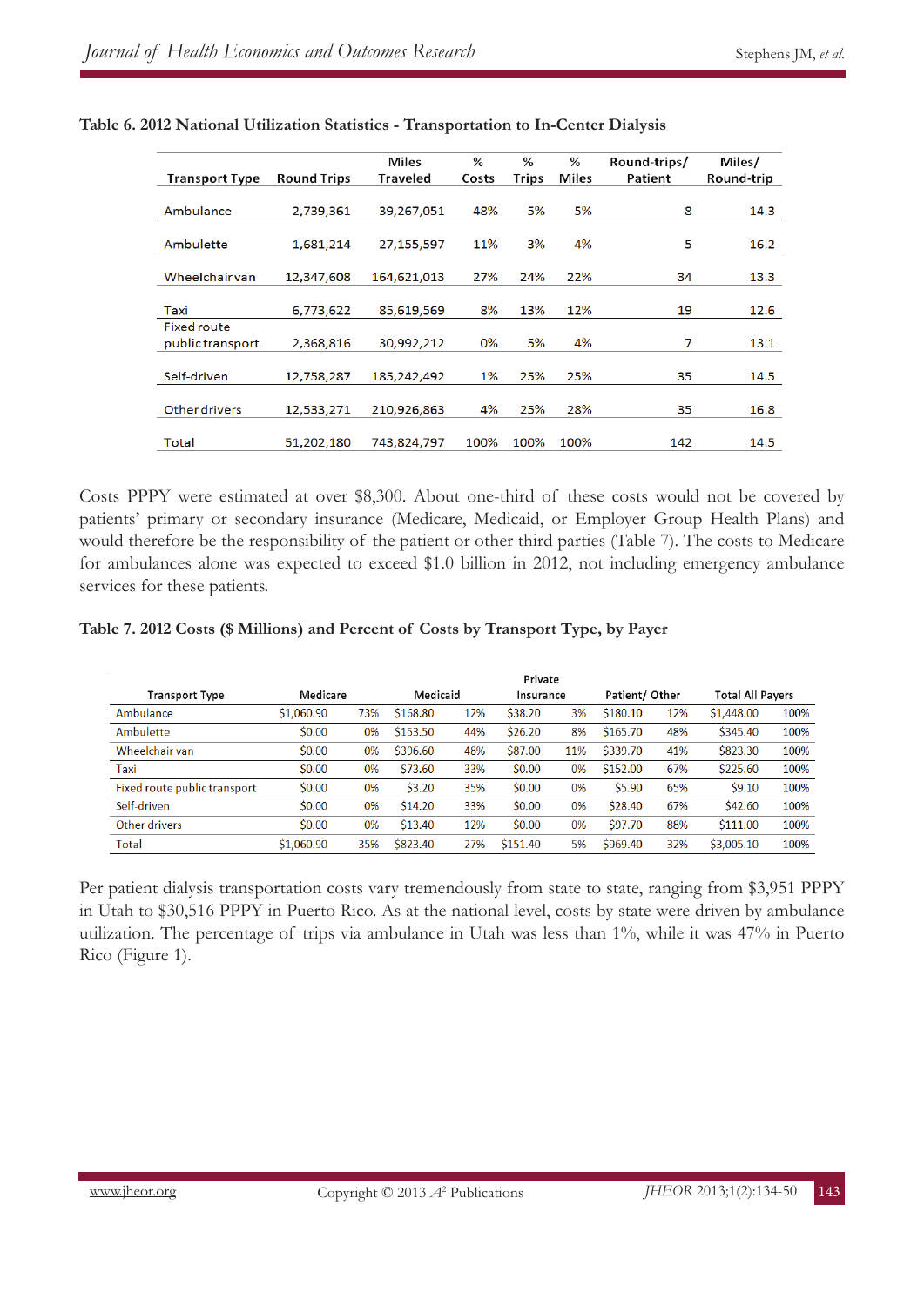**Table 6. 2012 National Utilization Statistics - Transportation to In-Center Dialysis**

| Transport Type | Round Trips | Miles Traveled | % Costs | % Trips | % Miles | Round-trips/ Patient | Miles/ Round-trip |
|---|---|---|---|---|---|---|---|
| Ambulance | 2,739,361 | 39,267,051 | 48% | 5% | 5% | 8 | 14.3 |
| Ambulette | 1,681,214 | 27,155,597 | 11% | 3% | 4% | 5 | 16.2 |
| Wheelchair van | 12,347,608 | 164,621,013 | 27% | 24% | 22% | 34 | 13.3 |
| Taxi | 6,773,622 | 85,619,569 | 8% | 13% | 12% | 19 | 12.6 |
| Fixed route public transport | 2,368,816 | 30,992,212 | 0% | 5% | 4% | 7 | 13.1 |
| Self-driven | 12,758,287 | 185,242,492 | 1% | 25% | 25% | 35 | 14.5 |
| Other drivers | 12,533,271 | 210,926,863 | 4% | 25% | 28% | 35 | 16.8 |
| Total | 51,202,180 | 743,824,797 | 100% | 100% | 100% | 142 | 14.5 |

Costs PPPY were estimated at over $8,300. About one-third of these costs would not be covered by patients' primary or secondary insurance (Medicare, Medicaid, or Employer Group Health Plans) and would therefore be the responsibility of the patient or other third parties (Table 7). The costs to Medicare for ambulances alone was expected to exceed $1.0 billion in 2012, not including emergency ambulance services for these patients.

**Table 7. 2012 Costs ($ Millions) and Percent of Costs by Transport Type, by Payer**

| Transport Type | Medicare | | Medicaid | | Private Insurance | | Patient/ Other | | Total All Payers | |
|---|---|---|---|---|---|---|---|---|---|---|
| Ambulance | $1,060.90 | 73% | $168.80 | 12% | $38.20 | 3% | $180.10 | 12% | $1,448.00 | 100% |
| Ambulette | $0.00 | 0% | $153.50 | 44% | $26.20 | 8% | $165.70 | 48% | $345.40 | 100% |
| Wheelchair van | $0.00 | 0% | $396.60 | 48% | $87.00 | 11% | $339.70 | 41% | $823.30 | 100% |
| Taxi | $0.00 | 0% | $73.60 | 33% | $0.00 | 0% | $152.00 | 67% | $225.60 | 100% |
| Fixed route public transport | $0.00 | 0% | $3.20 | 35% | $0.00 | 0% | $5.90 | 65% | $9.10 | 100% |
| Self-driven | $0.00 | 0% | $14.20 | 33% | $0.00 | 0% | $28.40 | 67% | $42.60 | 100% |
| Other drivers | $0.00 | 0% | $13.40 | 12% | $0.00 | 0% | $97.70 | 88% | $111.00 | 100% |
| Total | $1,060.90 | 35% | $823.40 | 27% | $151.40 | 5% | $969.40 | 32% | $3,005.10 | 100% |

Per patient dialysis transportation costs vary tremendously from state to state, ranging from $3,951 PPPY in Utah to $30,516 PPPY in Puerto Rico. As at the national level, costs by state were driven by ambulance utilization. The percentage of trips via ambulance in Utah was less than 1%, while it was 47% in Puerto Rico (Figure 1).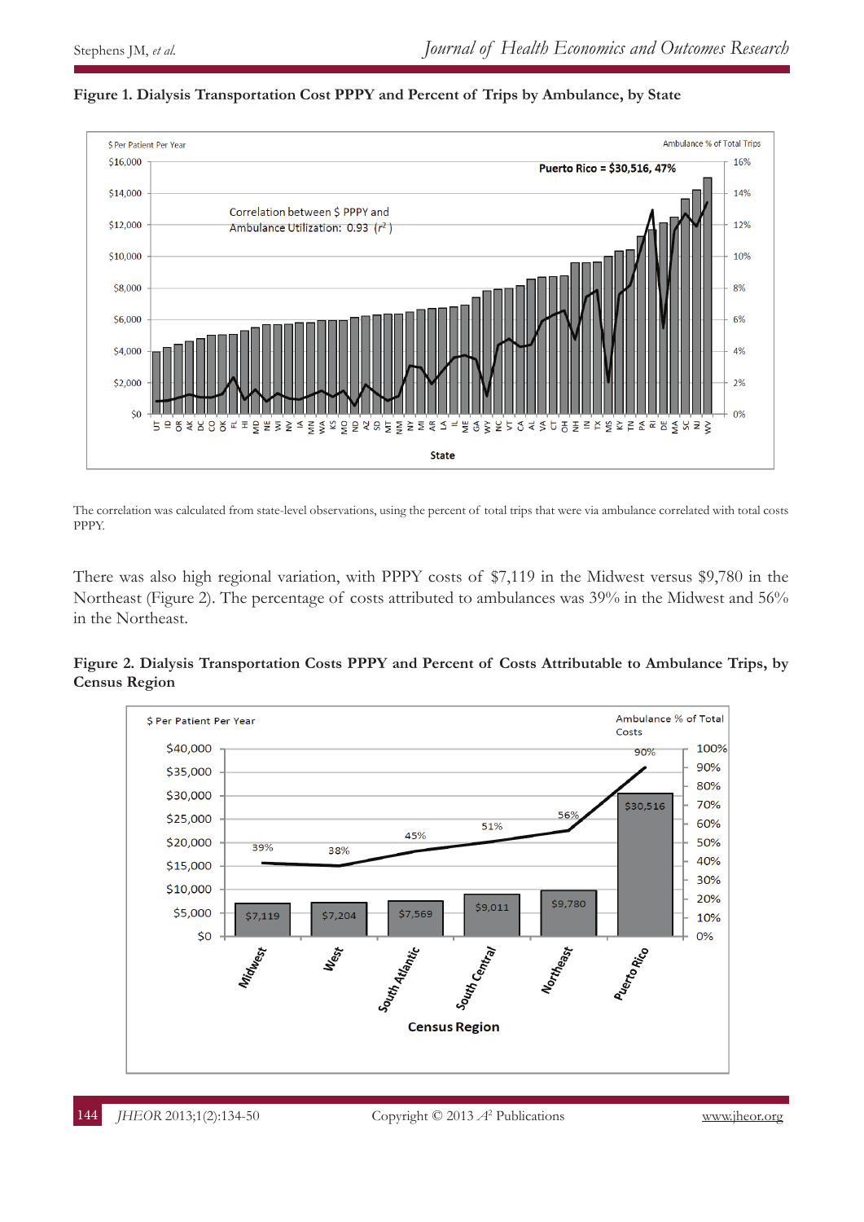**Figure 1. Dialysis Transportation Cost PPPY and Percent of Trips by Ambulance, by State**

The correlation was calculated from state-level observations, using the percent of total trips that were via ambulance correlated with total costs PPPY.

There was also high regional variation, with PPPY costs of $7,119 in the Midwest versus $9,780 in the Northeast (Figure 2). The percentage of costs attributed to ambulances was 39% in the Midwest and 56% in the Northeast.

**Figure 2. Dialysis Transportation Costs PPPY and Percent of Costs Attributable to Ambulance Trips, by Census Region**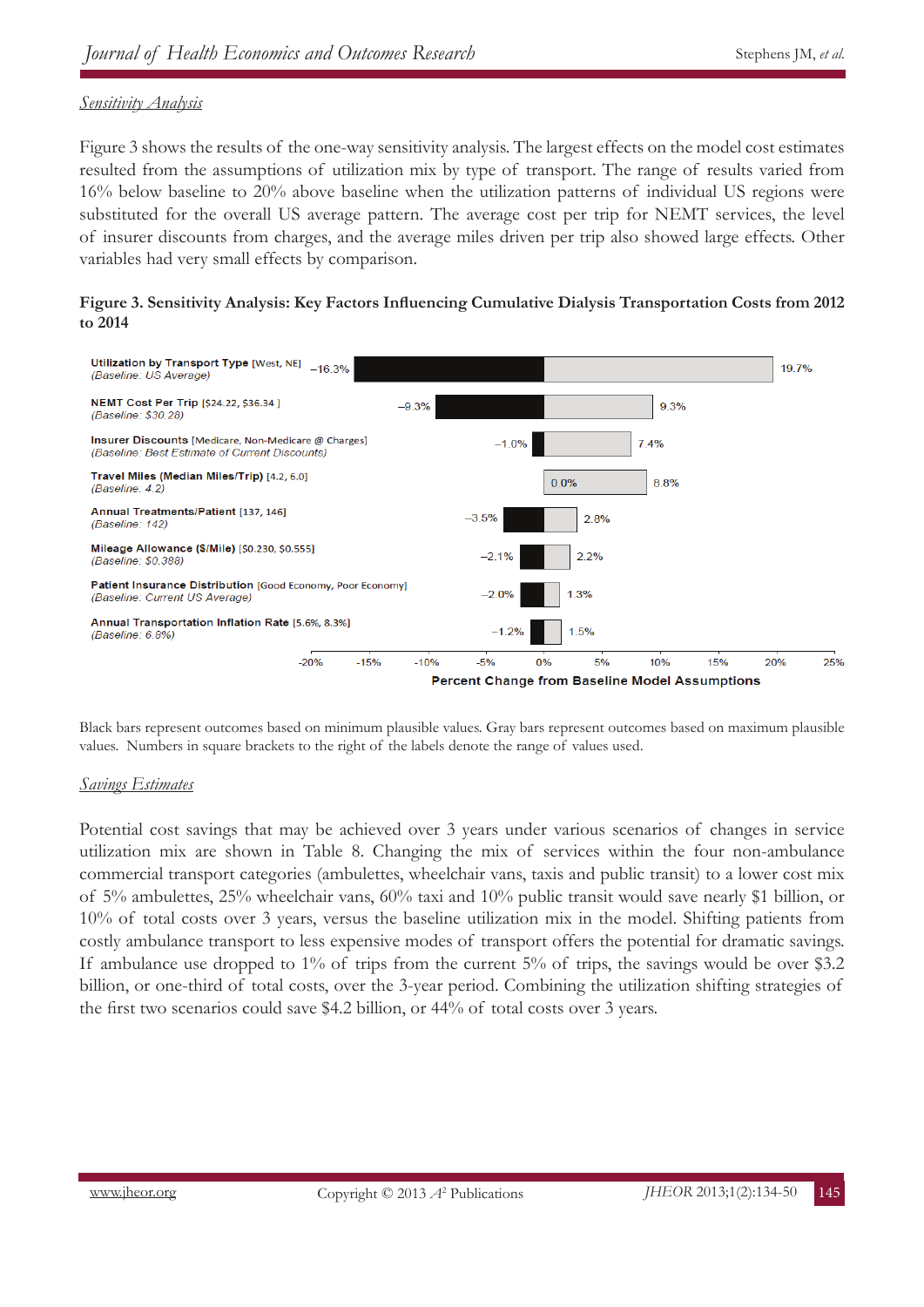## *Sensitivity Analysis*

Figure 3 shows the results of the one-way sensitivity analysis. The largest effects on the model cost estimates resulted from the assumptions of utilization mix by type of transport. The range of results varied from 16% below baseline to 20% above baseline when the utilization patterns of individual US regions were substituted for the overall US average pattern. The average cost per trip for NEMT services, the level of insurer discounts from charges, and the average miles driven per trip also showed large effects. Other variables had very small effects by comparison.

**Figure 3. Sensitivity Analysis: Key Factors Influencing Cumulative Dialysis Transportation Costs from 2012 to 2014**

| Factor [range] (Baseline) | Minimum plausible value (black bar) | Maximum plausible value (gray bar) |
|---|---|---|
| **Utilization by Transport Type** [West, NE] (*Baseline: US Average*) | −16.3% | 19.7% |
| **NEMT Cost Per Trip** [$24.22, $36.34] (*Baseline: $30.28*) | −9.3% | 9.3% |
| **Insurer Discounts** [Medicare, Non-Medicare @ Charges] (*Baseline: Best Estimate of Current Discounts*) | −1.0% | 7.4% |
| **Travel Miles (Median Miles/Trip)** [4.2, 6.0] (*Baseline: 4.2*) | 0.0% | 8.8% |
| **Annual Treatments/Patient** [137, 146] (*Baseline: 142*) | −3.5% | 2.8% |
| **Mileage Allowance ($/Mile)** [$0.230, $0.555] (*Baseline: $0.388*) | −2.1% | 2.2% |
| **Patient Insurance Distribution** [Good Economy, Poor Economy] (*Baseline: Current US Average*) | −2.0% | 1.3% |
| **Annual Transportation Inflation Rate** [5.6%, 8.3%] (*Baseline: 6.8%*) | −1.2% | 1.5% |

Percent Change from Baseline Model Assumptions (axis: -20% to 25%)

Black bars represent outcomes based on minimum plausible values. Gray bars represent outcomes based on maximum plausible values. Numbers in square brackets to the right of the labels denote the range of values used.

## *Savings Estimates*

Potential cost savings that may be achieved over 3 years under various scenarios of changes in service utilization mix are shown in Table 8. Changing the mix of services within the four non-ambulance commercial transport categories (ambulettes, wheelchair vans, taxis and public transit) to a lower cost mix of 5% ambulettes, 25% wheelchair vans, 60% taxi and 10% public transit would save nearly $1 billion, or 10% of total costs over 3 years, versus the baseline utilization mix in the model. Shifting patients from costly ambulance transport to less expensive modes of transportation offers the potential for dramatic savings. If ambulance use dropped to 1% of trips from the current 5% of trips, the savings would be over $3.2 billion, or one-third of total costs, over the 3-year period. Combining the utilization shifting strategies of the first two scenarios could save $4.2 billion, or 44% of total costs over 3 years.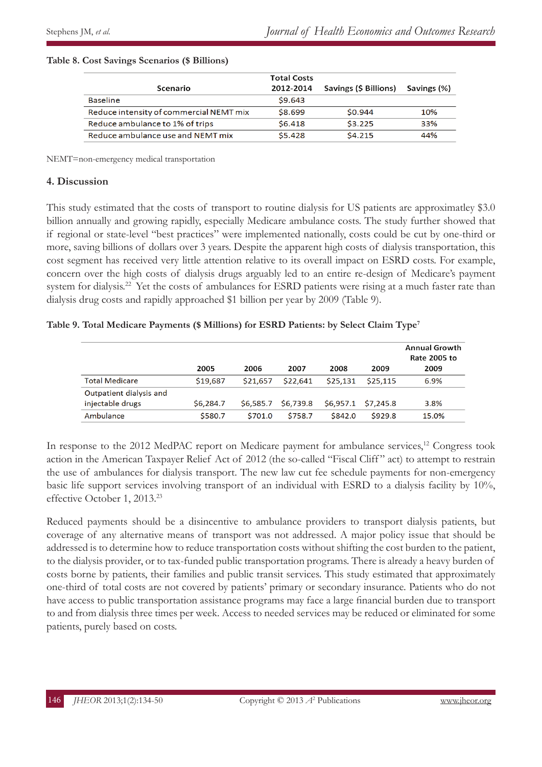**Table 8. Cost Savings Scenarios ($ Billions)**

| Scenario | Total Costs 2012-2014 | Savings ($ Billions) | Savings (%) |
|---|---|---|---|
| Baseline | $9.643 | | |
| Reduce intensity of commercial NEMT mix | $8.699 | $0.944 | 10% |
| Reduce ambulance to 1% of trips | $6.418 | $3.225 | 33% |
| Reduce ambulance use and NEMT mix | $5.428 | $4.215 | 44% |

NEMT=non-emergency medical transportation

## 4. Discussion

This study estimated that the costs of transport to routine dialysis for US patients are approximatley $3.0 billion annually and growing rapidly, especially Medicare ambulance costs. The study further showed that if regional or state-level "best practices" were implemented nationally, costs could be cut by one-third or more, saving billions of dollars over 3 years. Despite the apparent high costs of dialysis transportation, this cost segment has received very little attention relative to its overall impact on ESRD costs. For example, concern over the high costs of dialysis drugs arguably led to an entire re-design of Medicare's payment system for dialysis.[22] Yet the costs of ambulances for ESRD patients were rising at a much faster rate than dialysis drug costs and rapidly approached $1 billion per year by 2009 (Table 9).

**Table 9. Total Medicare Payments ($ Millions) for ESRD Patients: by Select Claim Type[7]**

| | 2005 | 2006 | 2007 | 2008 | 2009 | Annual Growth Rate 2005 to 2009 |
|---|---|---|---|---|---|---|
| Total Medicare | $19,687 | $21,657 | $22,641 | $25,131 | $25,115 | 6.9% |
| Outpatient dialysis and injectable drugs | $6,284.7 | $6,585.7 | $6,739.8 | $6,957.1 | $7,245.8 | 3.8% |
| Ambulance | $580.7 | $701.0 | $758.7 | $842.0 | $929.8 | 15.0% |

In response to the 2012 MedPAC report on Medicare payment for ambulance services,[12] Congress took action in the American Taxpayer Relief Act of 2012 (the so-called "Fiscal Cliff" act) to attempt to restrain the use of ambulances for dialysis transport. The new law cut fee schedule payments for non-emergency basic life support services involving transport of an individual with ESRD to a dialysis facility by 10%, effective October 1, 2013.[23]

Reduced payments should be a disincentive to ambulance providers to transport dialysis patients, but coverage of any alternative means of transport was not addressed. A major policy issue that should be addressed is to determine how to reduce transportation costs without shifting the cost burden to the patient, to the dialysis provider, or to tax-funded public transportation programs. There is already a heavy burden of costs borne by patients, their families and public transit services. This study estimated that approximately one-third of total costs are not covered by patients' primary or secondary insurance. Patients who do not have access to public transportation assistance programs may face a large financial burden due to transport to and from dialysis three times per week. Access to needed services may be reduced or eliminated for some patients, purely based on costs.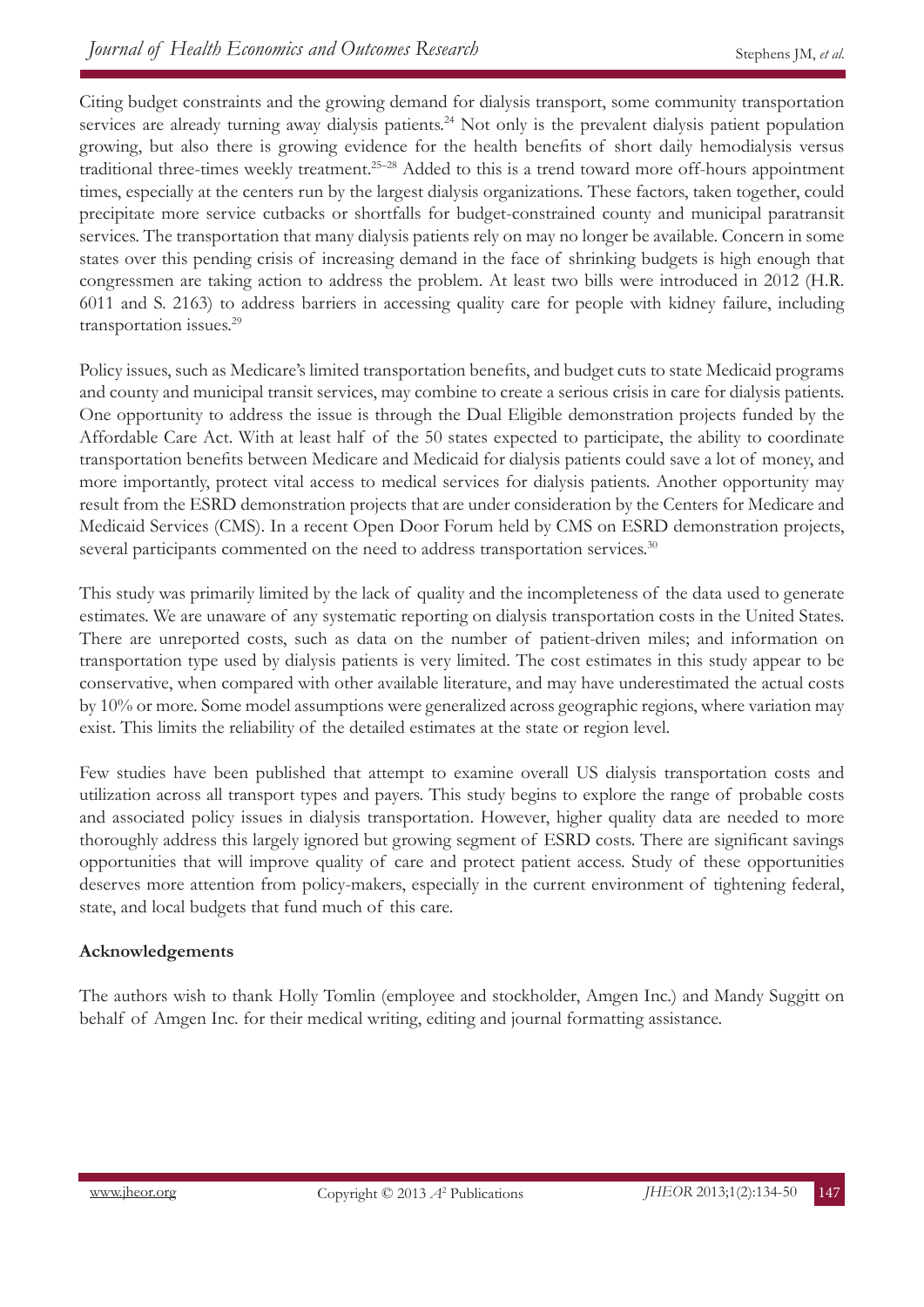Citing budget constraints and the growing demand for dialysis transport, some community transportation services are already turning away dialysis patients.[24] Not only is the prevalent dialysis patient population growing, but also there is growing evidence for the health benefits of short daily hemodialysis versus traditional three-times weekly treatment.[25–28] Added to this is a trend toward more off-hours appointment times, especially at the centers run by the largest dialysis organizations. These factors, taken together, could precipitate more service cutbacks or shortfalls for budget-constrained county and municipal paratransit services. The transportation that many dialysis patients rely on may no longer be available. Concern in some states over this pending crisis of increasing demand in the face of shrinking budgets is high enough that congressmen are taking action to address the problem. At least two bills were introduced in 2012 (H.R. 6011 and S. 2163) to address barriers in accessing quality care for people with kidney failure, including transportation issues.[29]

Policy issues, such as Medicare's limited transportation benefits, and budget cuts to state Medicaid programs and county and municipal transit services, may combine to create a serious crisis in care for dialysis patients. One opportunity to address the issue is through the Dual Eligible demonstration projects funded by the Affordable Care Act. With at least half of the 50 states expected to participate, the ability to coordinate transportation benefits between Medicare and Medicaid for dialysis patients could save a lot of money, and more importantly, protect vital access to medical services for dialysis patients. Another opportunity may result from the ESRD demonstration projects that are under consideration by the Centers for Medicare and Medicaid Services (CMS). In a recent Open Door Forum held by CMS on ESRD demonstration projects, several participants commented on the need to address transportation services.[30]

This study was primarily limited by the lack of quality and the incompleteness of the data used to generate estimates. We are unaware of any systematic reporting on dialysis transportation costs in the United States. There are unreported costs, such as data on the number of patient-driven miles; and information on transportation type used by dialysis patients is very limited. The cost estimates in this study appear to be conservative, when compared with other available literature, and may have underestimated the actual costs by 10% or more. Some model assumptions were generalized across geographic regions, where variation may exist. This limits the reliability of the detailed estimates at the state or region level.

Few studies have been published that attempt to examine overall US dialysis transportation costs and utilization across all transport types and payers. This study begins to explore the range of probable costs and associated policy issues in dialysis transportation. However, higher quality data are needed to more thoroughly address this largely ignored but growing segment of ESRD costs. There are significant savings opportunities that will improve quality of care and protect patient access. Study of these opportunities deserves more attention from policy-makers, especially in the current environment of tightening federal, state, and local budgets that fund much of this care.

**Acknowledgements**

The authors wish to thank Holly Tomlin (employee and stockholder, Amgen Inc.) and Mandy Suggitt on behalf of Amgen Inc. for their medical writing, editing and journal formatting assistance.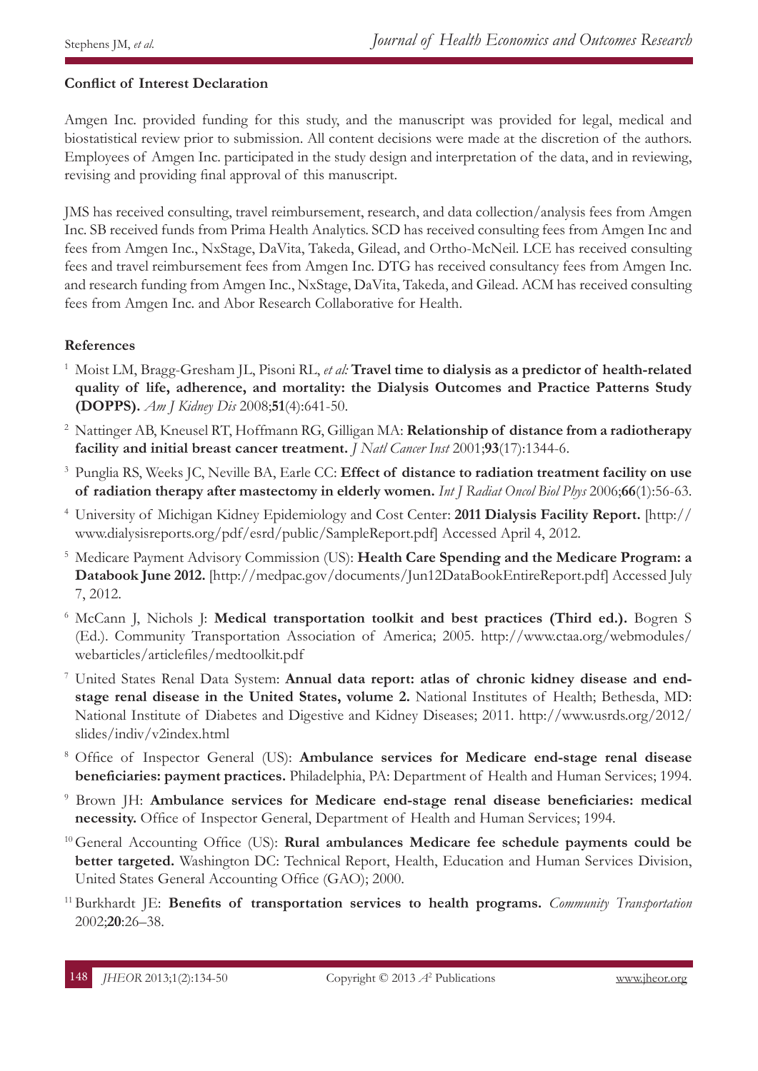**Conflict of Interest Declaration**

Amgen Inc. provided funding for this study, and the manuscript was provided for legal, medical and biostatistical review prior to submission. All content decisions were made at the discretion of the authors. Employees of Amgen Inc. participated in the study design and interpretation of the data, and in reviewing, revising and providing final approval of this manuscript.

JMS has received consulting, travel reimbursement, research, and data collection/analysis fees from Amgen Inc. SB received funds from Prima Health Analytics. SCD has received consulting fees from Amgen Inc and fees from Amgen Inc., NxStage, DaVita, Takeda, Gilead, and Ortho-McNeil. LCE has received consulting fees and travel reimbursement fees from Amgen Inc. DTG has received consultancy fees from Amgen Inc. and research funding from Amgen Inc., NxStage, DaVita, Takeda, and Gilead. ACM has received consulting fees from Amgen Inc. and Abor Research Collaborative for Health.

**References**

1. Moist LM, Bragg-Gresham JL, Pisoni RL, *et al:* **Travel time to dialysis as a predictor of health-related quality of life, adherence, and mortality: the Dialysis Outcomes and Practice Patterns Study (DOPPS).** *Am J Kidney Dis* 2008;**51**(4):641-50.
2. Nattinger AB, Kneusel RT, Hoffmann RG, Gilligan MA: **Relationship of distance from a radiotherapy facility and initial breast cancer treatment.** *J Natl Cancer Inst* 2001;**93**(17):1344-6.
3. Punglia RS, Weeks JC, Neville BA, Earle CC: **Effect of distance to radiation treatment facility on use of radiation therapy after mastectomy in elderly women.** *Int J Radiat Oncol Biol Phys* 2006;**66**(1):56-63.
4. University of Michigan Kidney Epidemiology and Cost Center: **2011 Dialysis Facility Report.** [http://www.dialysisreports.org/pdf/esrd/public/SampleReport.pdf] Accessed April 4, 2012.
5. Medicare Payment Advisory Commission (US): **Health Care Spending and the Medicare Program: a Databook June 2012.** [http://medpac.gov/documents/Jun12DataBookEntireReport.pdf] Accessed July 7, 2012.
6. McCann J, Nichols J: **Medical transportation toolkit and best practices (Third ed.).** Bogren S (Ed.). Community Transportation Association of America; 2005. http://www.ctaa.org/webmodules/webarticles/articlefiles/medtoolkit.pdf
7. United States Renal Data System: **Annual data report: atlas of chronic kidney disease and end-stage renal disease in the United States, volume 2.** National Institutes of Health; Bethesda, MD: National Institute of Diabetes and Digestive and Kidney Diseases; 2011. http://www.usrds.org/2012/slides/indiv/v2index.html
8. Office of Inspector General (US): **Ambulance services for Medicare end-stage renal disease beneficiaries: payment practices.** Philadelphia, PA: Department of Health and Human Services; 1994.
9. Brown JH: **Ambulance services for Medicare end-stage renal disease beneficiaries: medical necessity.** Office of Inspector General, Department of Health and Human Services; 1994.
10. General Accounting Office (US): **Rural ambulances Medicare fee schedule payments could be better targeted.** Washington DC: Technical Report, Health, Education and Human Services Division, United States General Accounting Office (GAO); 2000.
11. Burkhardt JE: **Benefits of transportation services to health programs.** *Community Transportation* 2002;**20**:26–38.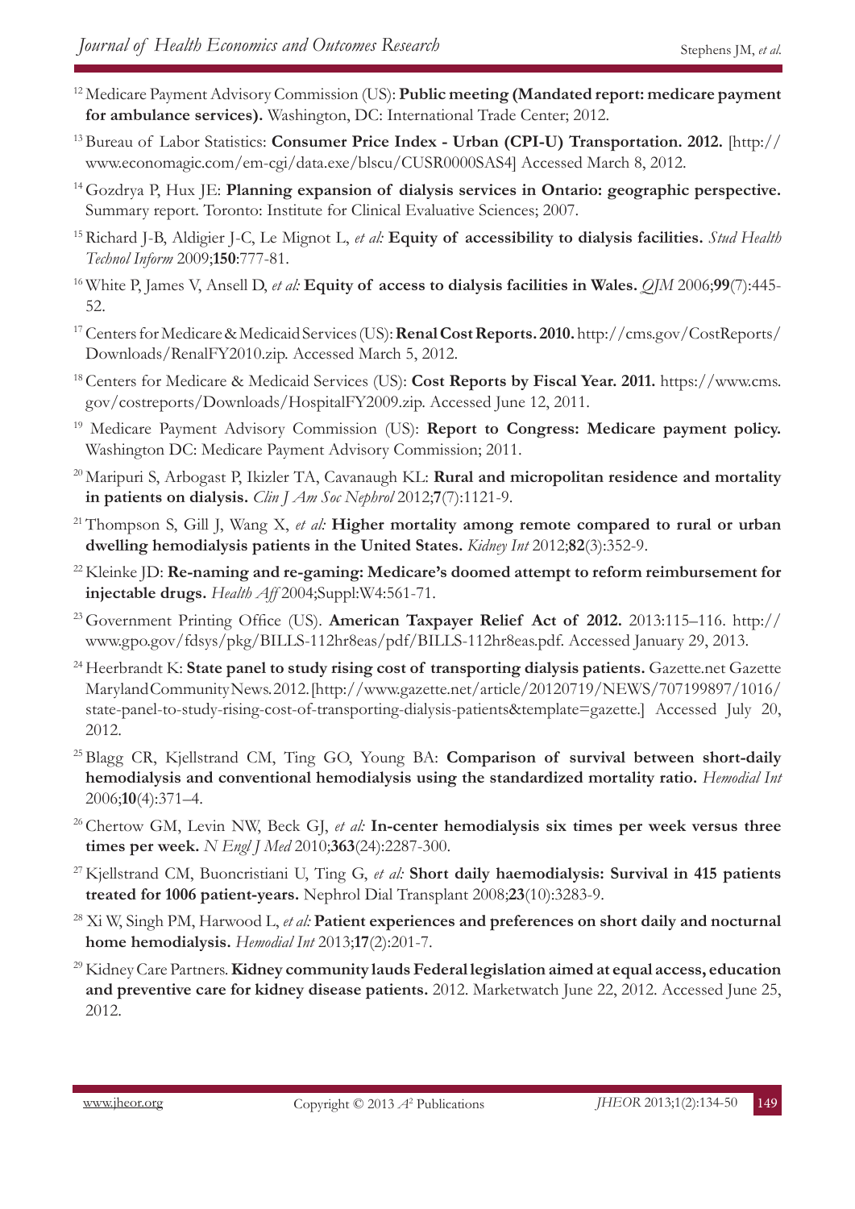[12] Medicare Payment Advisory Commission (US): **Public meeting (Mandated report: medicare payment for ambulance services).** Washington, DC: International Trade Center; 2012.

[13] Bureau of Labor Statistics: **Consumer Price Index - Urban (CPI-U) Transportation. 2012.** [http://www.economagic.com/em-cgi/data.exe/blscu/CUSR0000SAS4] Accessed March 8, 2012.

[14] Gozdrya P, Hux JE: **Planning expansion of dialysis services in Ontario: geographic perspective.** Summary report. Toronto: Institute for Clinical Evaluative Sciences; 2007.

[15] Richard J-B, Aldigier J-C, Le Mignot L, *et al:* **Equity of accessibility to dialysis facilities.** *Stud Health Technol Inform* 2009;**150**:777-81.

[16] White P, James V, Ansell D, *et al:* **Equity of access to dialysis facilities in Wales.** *QJM* 2006;**99**(7):445-52.

[17] Centers for Medicare & Medicaid Services (US): **Renal Cost Reports. 2010.** http://cms.gov/CostReports/Downloads/RenalFY2010.zip. Accessed March 5, 2012.

[18] Centers for Medicare & Medicaid Services (US): **Cost Reports by Fiscal Year. 2011.** https://www.cms.gov/costreports/Downloads/HospitalFY2009.zip. Accessed June 12, 2011.

[19] Medicare Payment Advisory Commission (US): **Report to Congress: Medicare payment policy.** Washington DC: Medicare Payment Advisory Commission; 2011.

[20] Maripuri S, Arbogast P, Ikizler TA, Cavanaugh KL: **Rural and micropolitan residence and mortality in patients on dialysis.** *Clin J Am Soc Nephrol* 2012;**7**(7):1121-9.

[21] Thompson S, Gill J, Wang X, *et al:* **Higher mortality among remote compared to rural or urban dwelling hemodialysis patients in the United States.** *Kidney Int* 2012;**82**(3):352-9.

[22] Kleinke JD: **Re-naming and re-gaming: Medicare's doomed attempt to reform reimbursement for injectable drugs.** *Health Aff* 2004;Suppl:W4:561-71.

[23] Government Printing Office (US). **American Taxpayer Relief Act of 2012.** 2013:115–116. http://www.gpo.gov/fdsys/pkg/BILLS-112hr8eas/pdf/BILLS-112hr8eas.pdf. Accessed January 29, 2013.

[24] Heerbrandt K: **State panel to study rising cost of transporting dialysis patients.** Gazette.net Gazette Maryland Community News. 2012. [http://www.gazette.net/article/20120719/NEWS/707199897/1016/state-panel-to-study-rising-cost-of-transporting-dialysis-patients&template=gazette.] Accessed July 20, 2012.

[25] Blagg CR, Kjellstrand CM, Ting GO, Young BA: **Comparison of survival between short-daily hemodialysis and conventional hemodialysis using the standardized mortality ratio.** *Hemodial Int* 2006;**10**(4):371–4.

[26] Chertow GM, Levin NW, Beck GJ, *et al:* **In-center hemodialysis six times per week versus three times per week.** *N Engl J Med* 2010;**363**(24):2287-300.

[27] Kjellstrand CM, Buoncristiani U, Ting G, *et al:* **Short daily haemodialysis: Survival in 415 patients treated for 1006 patient-years.** Nephrol Dial Transplant 2008;**23**(10):3283-9.

[28] Xi W, Singh PM, Harwood L, *et al:* **Patient experiences and preferences on short daily and nocturnal home hemodialysis.** *Hemodial Int* 2013;**17**(2):201-7.

[29] Kidney Care Partners. **Kidney community lauds Federal legislation aimed at equal access, education and preventive care for kidney disease patients.** 2012. Marketwatch June 22, 2012. Accessed June 25, 2012.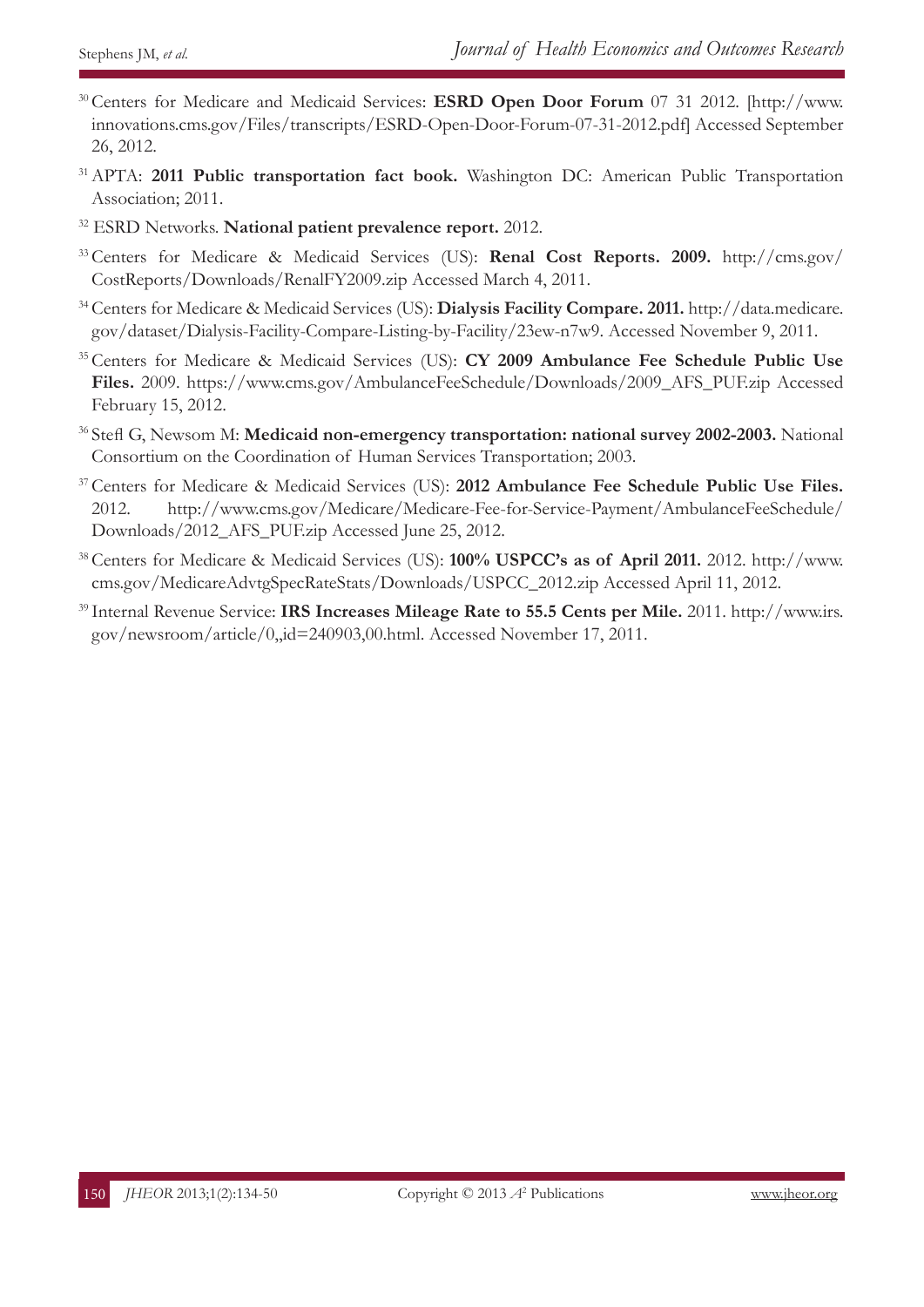30. Centers for Medicare and Medicaid Services: **ESRD Open Door Forum** 07 31 2012. [http://www.innovations.cms.gov/Files/transcripts/ESRD-Open-Door-Forum-07-31-2012.pdf] Accessed September 26, 2012.
31. APTA: **2011 Public transportation fact book.** Washington DC: American Public Transportation Association; 2011.
32. ESRD Networks. **National patient prevalence report.** 2012.
33. Centers for Medicare & Medicaid Services (US): **Renal Cost Reports. 2009.** http://cms.gov/CostReports/Downloads/RenalFY2009.zip Accessed March 4, 2011.
34. Centers for Medicare & Medicaid Services (US): **Dialysis Facility Compare. 2011.** http://data.medicare.gov/dataset/Dialysis-Facility-Compare-Listing-by-Facility/23ew-n7w9. Accessed November 9, 2011.
35. Centers for Medicare & Medicaid Services (US): **CY 2009 Ambulance Fee Schedule Public Use Files.** 2009. https://www.cms.gov/AmbulanceFeeSchedule/Downloads/2009_AFS_PUF.zip Accessed February 15, 2012.
36. Stefl G, Newsom M: **Medicaid non-emergency transportation: national survey 2002-2003.** National Consortium on the Coordination of Human Services Transportation; 2003.
37. Centers for Medicare & Medicaid Services (US): **2012 Ambulance Fee Schedule Public Use Files.** 2012. http://www.cms.gov/Medicare/Medicare-Fee-for-Service-Payment/AmbulanceFeeSchedule/Downloads/2012_AFS_PUF.zip Accessed June 25, 2012.
38. Centers for Medicare & Medicaid Services (US): **100% USPCC's as of April 2011.** 2012. http://www.cms.gov/MedicareAdvtgSpecRateStats/Downloads/USPCC_2012.zip Accessed April 11, 2012.
39. Internal Revenue Service: **IRS Increases Mileage Rate to 55.5 Cents per Mile.** 2011. http://www.irs.gov/newsroom/article/0,,id=240903,00.html. Accessed November 17, 2011.